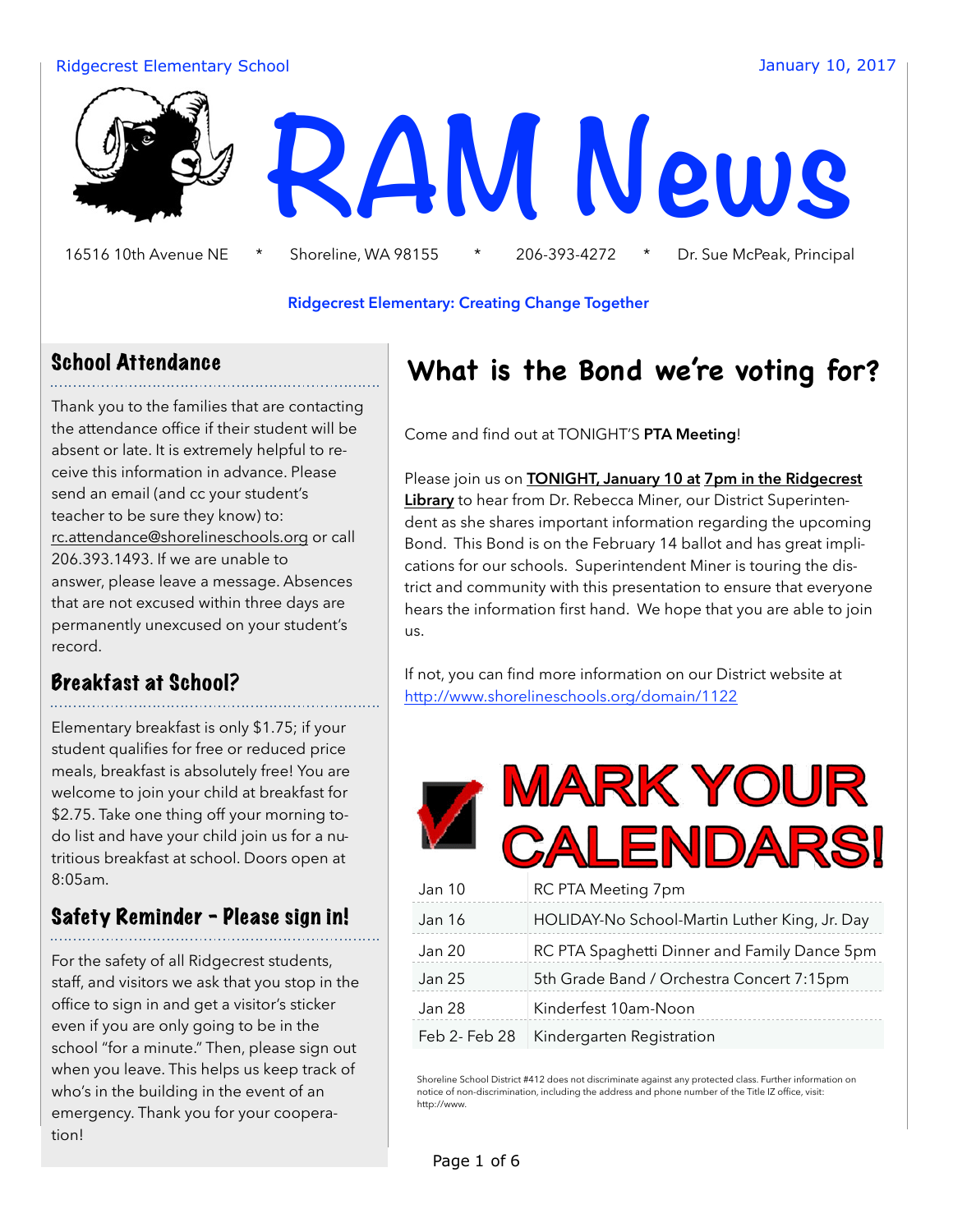Ridgecrest Elementary School January 10, 2017

# RAM News

16516 10th Avenue NE * Shoreline, WA 98155 * 206-393-4272 * Dr. Sue McPeak, Principal

**Ridgecrest Elementary: Creating Change Together**

## School Attendance

Thank you to the families that are contacting the attendance office if their student will be absent or late. It is extremely helpful to receive this information in advance. Please send an email (and cc your student's teacher to be sure they know) to: rc.attendance@shorelineschools.org or call 206.393.1493. If we are unable to answer, please leave a message. Absences that are not excused within three days are permanently unexcused on your student's record.

## Breakfast at School?

Elementary breakfast is only $1.75; if your student qualifies for free or reduced price meals, breakfast is absolutely free! You are welcome to join your child at breakfast for $2.75. Take one thing off your morning to-do list and have your child join us for a nutritious breakfast at school. Doors open at 8:05am.

## Safety Reminder - Please sign in!

For the safety of all Ridgecrest students, staff, and visitors we ask that you stop in the office to sign in and get a visitor's sticker even if you are only going to be in the school "for a minute." Then, please sign out when you leave. This helps us keep track of who's in the building in the event of an emergency. Thank you for your cooperation!

## What is the Bond we're voting for?

Come and find out at TONIGHT'S **PTA Meeting**!

Please join us on **TONIGHT, January 10 at 7pm in the Ridgecrest Library** to hear from Dr. Rebecca Miner, our District Superintendent as she shares important information regarding the upcoming Bond. This Bond is on the February 14 ballot and has great implications for our schools. Superintendent Miner is touring the district and community with this presentation to ensure that everyone hears the information first hand. We hope that you are able to join us.

If not, you can find more information on our District website at http://www.shorelineschools.org/domain/1122

## MARK YOUR CALENDARS!

| Date | Event |
|---|---|
| Jan 10 | RC PTA Meeting 7pm |
| Jan 16 | HOLIDAY-No School-Martin Luther King, Jr. Day |
| Jan 20 | RC PTA Spaghetti Dinner and Family Dance 5pm |
| Jan 25 | 5th Grade Band / Orchestra Concert 7:15pm |
| Jan 28 | Kinderfest 10am-Noon |
| Feb 2- Feb 28 | Kindergarten Registration |

Shoreline School District #412 does not discriminate against any protected class. Further information on notice of non-discrimination, including the address and phone number of the Title IZ office, visit: http://www.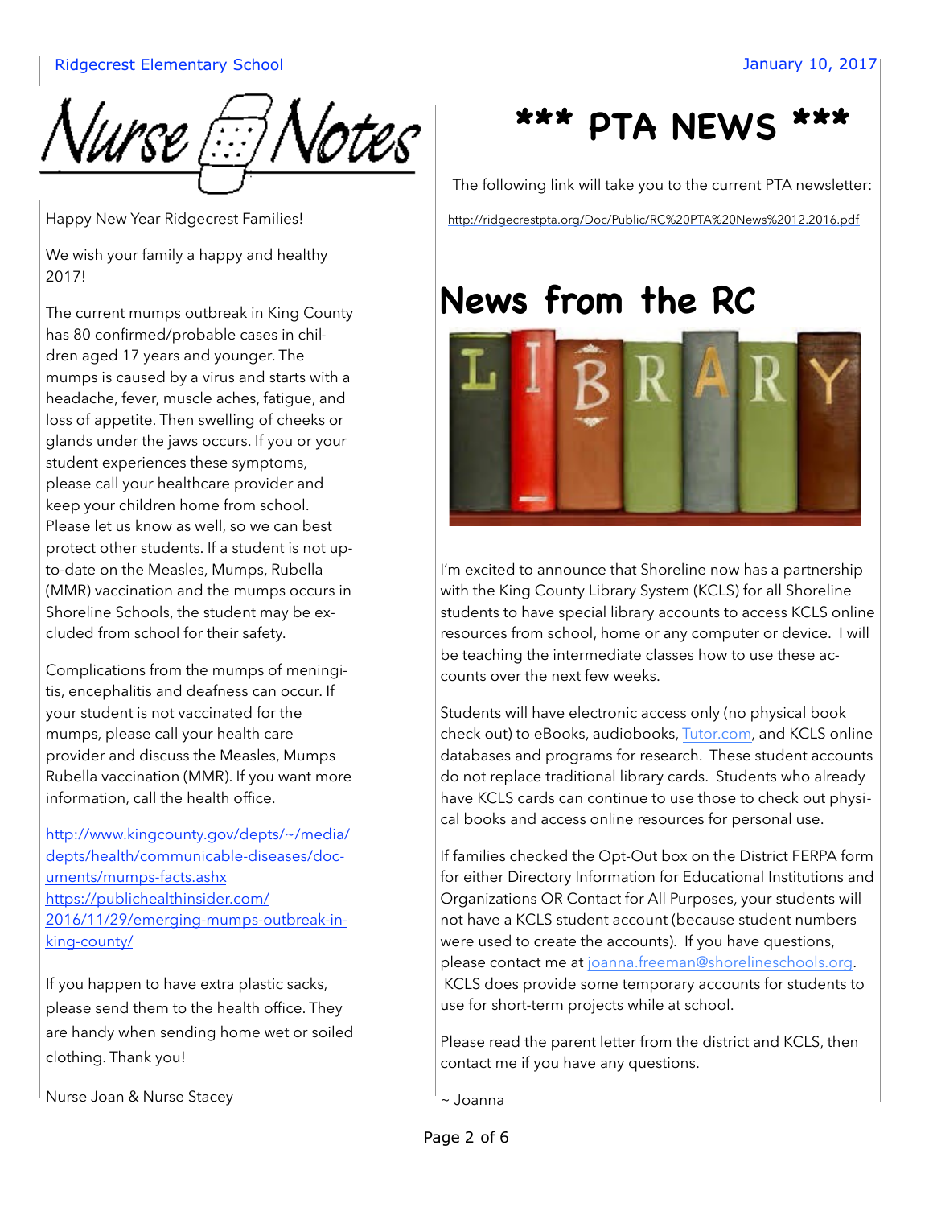# Nurse Notes

Happy New Year Ridgecrest Families!

We wish your family a happy and healthy 2017!

The current mumps outbreak in King County has 80 confirmed/probable cases in children aged 17 years and younger. The mumps is caused by a virus and starts with a headache, fever, muscle aches, fatigue, and loss of appetite. Then swelling of cheeks or glands under the jaws occurs. If you or your student experiences these symptoms, please call your healthcare provider and keep your children home from school. Please let us know as well, so we can best protect other students. If a student is not up-to-date on the Measles, Mumps, Rubella (MMR) vaccination and the mumps occurs in Shoreline Schools, the student may be excluded from school for their safety.

Complications from the mumps of meningitis, encephalitis and deafness can occur. If your student is not vaccinated for the mumps, please call your health care provider and discuss the Measles, Mumps Rubella vaccination (MMR). If you want more information, call the health office.

http://www.kingcounty.gov/depts/~/media/depts/health/communicable-diseases/documents/mumps-facts.ashx
https://publichealthinsider.com/2016/11/29/emerging-mumps-outbreak-in-king-county/

If you happen to have extra plastic sacks, please send them to the health office. They are handy when sending home wet or soiled clothing. Thank you!

Nurse Joan & Nurse Stacey

# *** PTA NEWS ***

The following link will take you to the current PTA newsletter:

http://ridgecrestpta.org/Doc/Public/RC%20PTA%20News%2012.2016.pdf

# News from the RC

I'm excited to announce that Shoreline now has a partnership with the King County Library System (KCLS) for all Shoreline students to have special library accounts to access KCLS online resources from school, home or any computer or device. I will be teaching the intermediate classes how to use these accounts over the next few weeks.

Students will have electronic access only (no physical book check out) to eBooks, audiobooks, Tutor.com, and KCLS online databases and programs for research. These student accounts do not replace traditional library cards. Students who already have KCLS cards can continue to use those to check out physical books and access online resources for personal use.

If families checked the Opt-Out box on the District FERPA form for either Directory Information for Educational Institutions and Organizations OR Contact for All Purposes, your students will not have a KCLS student account (because student numbers were used to create the accounts). If you have questions, please contact me at joanna.freeman@shorelineschools.org. KCLS does provide some temporary accounts for students to use for short-term projects while at school.

Please read the parent letter from the district and KCLS, then contact me if you have any questions.

~ Joanna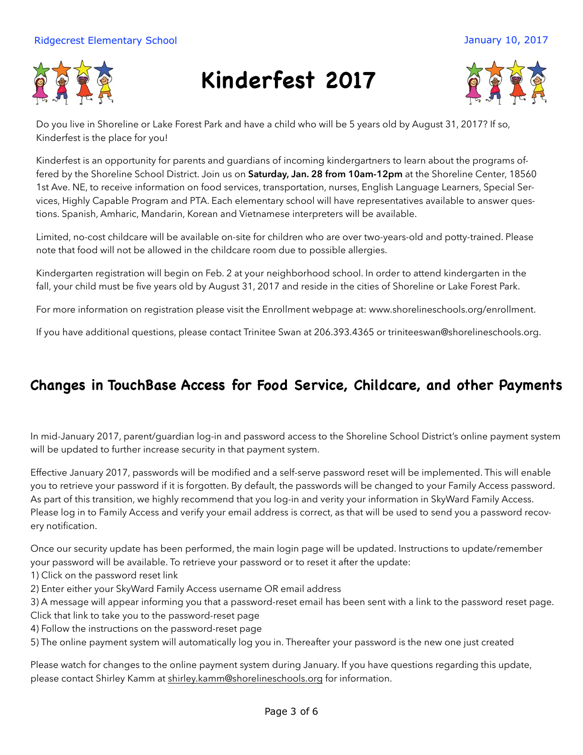Ridgecrest Elementary School

January 10, 2017

# Kinderfest 2017

Do you live in Shoreline or Lake Forest Park and have a child who will be 5 years old by August 31, 2017? If so, Kinderfest is the place for you!

Kinderfest is an opportunity for parents and guardians of incoming kindergartners to learn about the programs offered by the Shoreline School District. Join us on **Saturday, Jan. 28 from 10am-12pm** at the Shoreline Center, 18560 1st Ave. NE, to receive information on food services, transportation, nurses, English Language Learners, Special Services, Highly Capable Program and PTA. Each elementary school will have representatives available to answer questions. Spanish, Amharic, Mandarin, Korean and Vietnamese interpreters will be available.

Limited, no-cost childcare will be available on-site for children who are over two-years-old and potty-trained. Please note that food will not be allowed in the childcare room due to possible allergies.

Kindergarten registration will begin on Feb. 2 at your neighborhood school. In order to attend kindergarten in the fall, your child must be five years old by August 31, 2017 and reside in the cities of Shoreline or Lake Forest Park.

For more information on registration please visit the Enrollment webpage at: www.shorelineschools.org/enrollment.

If you have additional questions, please contact Trinitee Swan at 206.393.4365 or triniteeswan@shorelineschools.org.

## Changes in TouchBase Access for Food Service, Childcare, and other Payments

In mid-January 2017, parent/guardian log-in and password access to the Shoreline School District's online payment system will be updated to further increase security in that payment system.

Effective January 2017, passwords will be modified and a self-serve password reset will be implemented. This will enable you to retrieve your password if it is forgotten. By default, the passwords will be changed to your Family Access password. As part of this transition, we highly recommend that you log-in and verity your information in SkyWard Family Access. Please log in to Family Access and verify your email address is correct, as that will be used to send you a password recovery notification.

Once our security update has been performed, the main login page will be updated. Instructions to update/remember your password will be available. To retrieve your password or to reset it after the update:

1) Click on the password reset link
2) Enter either your SkyWard Family Access username OR email address
3) A message will appear informing you that a password-reset email has been sent with a link to the password reset page. Click that link to take you to the password-reset page
4) Follow the instructions on the password-reset page
5) The online payment system will automatically log you in. Thereafter your password is the new one just created

Please watch for changes to the online payment system during January. If you have questions regarding this update, please contact Shirley Kamm at shirley.kamm@shorelineschools.org for information.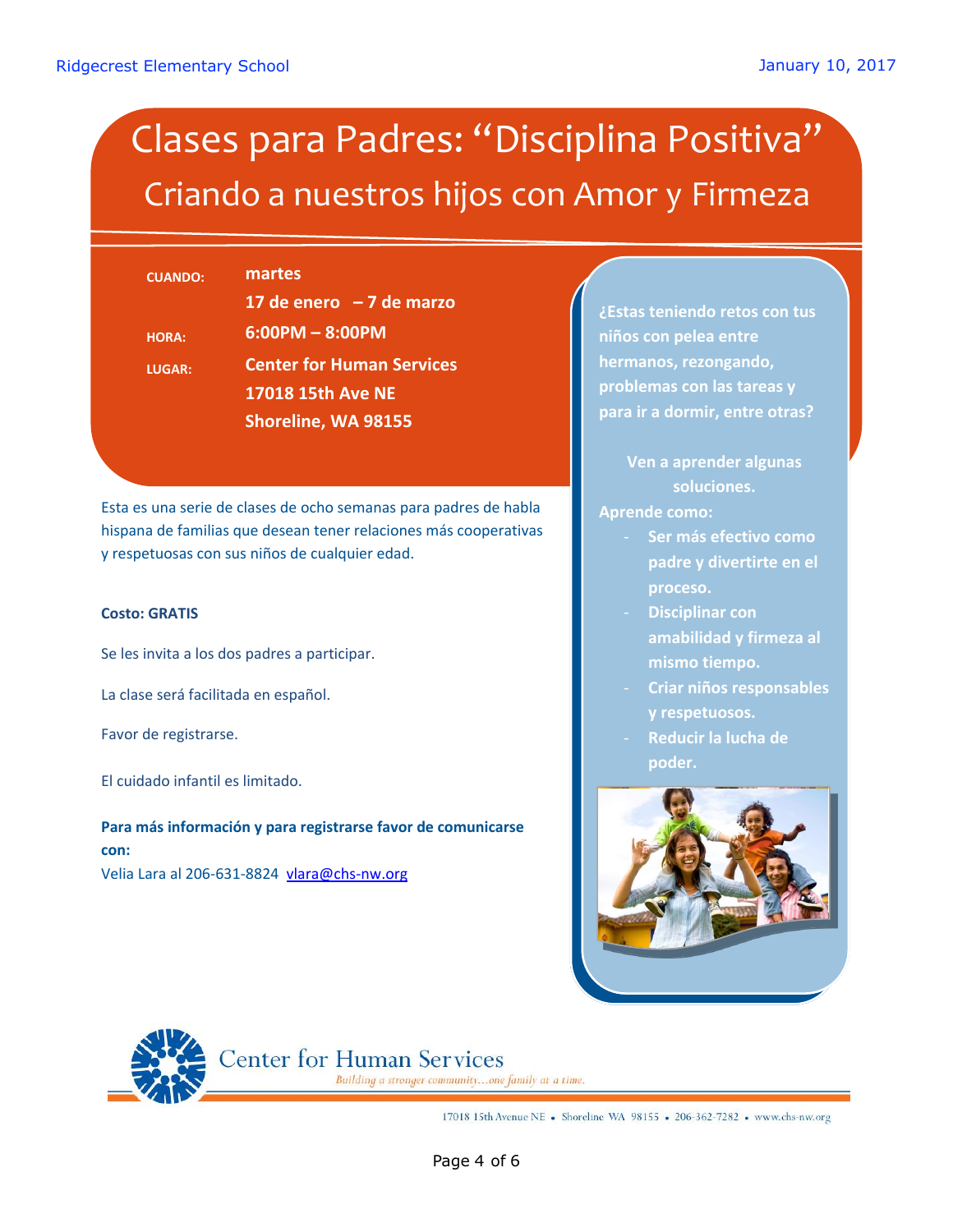# Clases para Padres: "Disciplina Positiva"

## Criando a nuestros hijos con Amor y Firmeza

**CUANDO:** **martes**
**17 de enero – 7 de marzo**

**HORA:** **6:00PM – 8:00PM**

**LUGAR:** **Center for Human Services**
**17018 15th Ave NE**
**Shoreline, WA 98155**

Esta es una serie de clases de ocho semanas para padres de habla hispana de familias que desean tener relaciones más cooperativas y respetuosas con sus niños de cualquier edad.

**Costo: GRATIS**

Se les invita a los dos padres a participar.

La clase será facilitada en español.

Favor de registrarse.

El cuidado infantil es limitado.

**Para más información y para registrarse favor de comunicarse con:**
Velia Lara al 206-631-8824 vlara@chs-nw.org

**¿Estas teniendo retos con tus niños con pelea entre hermanos, rezongando, problemas con las tareas y para ir a dormir, entre otras?**

**Ven a aprender algunas soluciones.**

**Aprende como:**

- **Ser más efectivo como padre y divertirte en el proceso.**
- **Disciplinar con amabilidad y firmeza al mismo tiempo.**
- **Criar niños responsables y respetuosos.**
- **Reducir la lucha de poder.**

Center for Human Services
*Building a stronger community…one family at a time.*

17018 15th Avenue NE • Shoreline WA 98155 • 206-362-7282 • www.chs-nw.org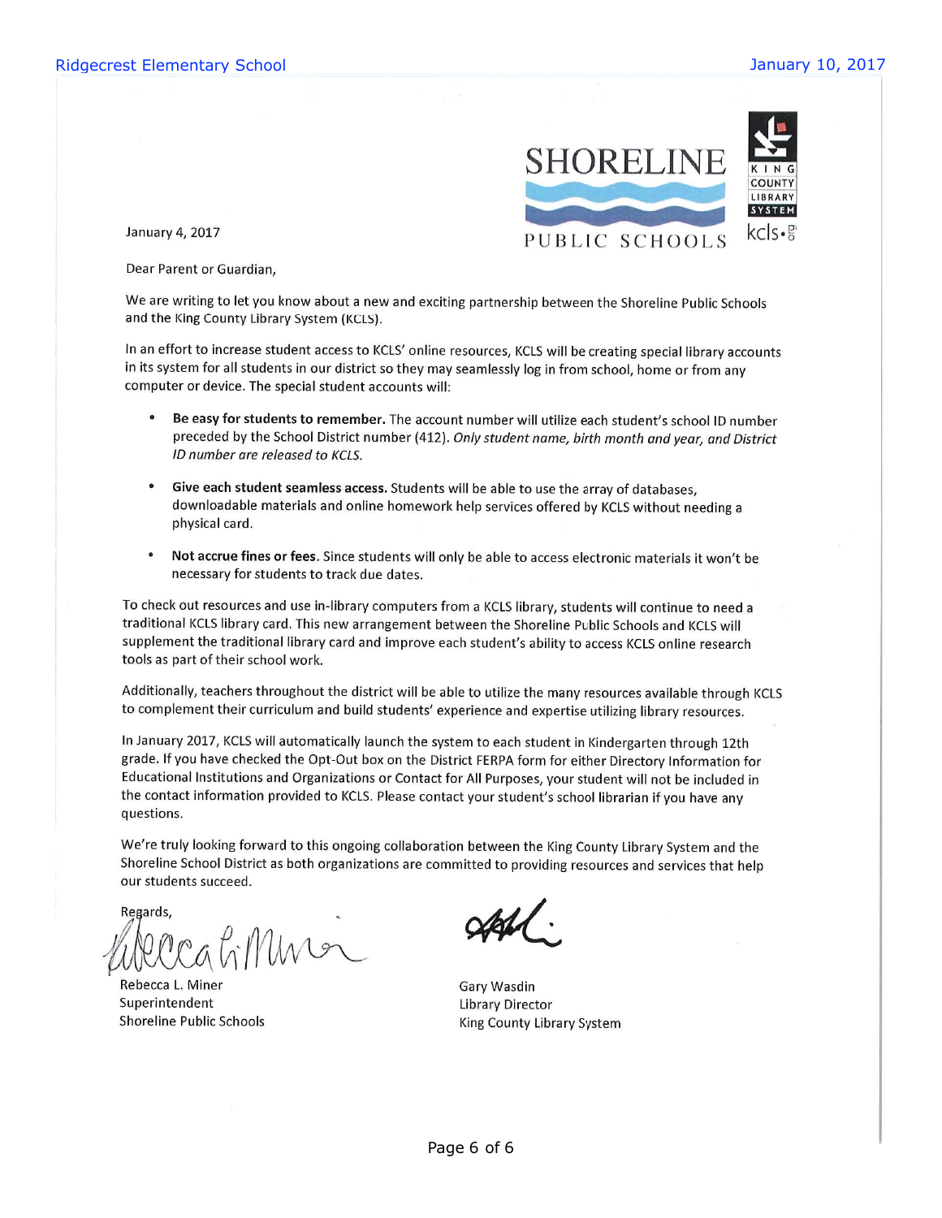SHORELINE PUBLIC SCHOOLS

KING COUNTY LIBRARY SYSTEM kcls.org

January 4, 2017

Dear Parent or Guardian,

We are writing to let you know about a new and exciting partnership between the Shoreline Public Schools and the King County Library System (KCLS).

In an effort to increase student access to KCLS' online resources, KCLS will be creating special library accounts in its system for all students in our district so they may seamlessly log in from school, home or from any computer or device. The special student accounts will:

- **Be easy for students to remember.** The account number will utilize each student's school ID number preceded by the School District number (412). *Only student name, birth month and year, and District ID number are released to KCLS.*
- **Give each student seamless access.** Students will be able to use the array of databases, downloadable materials and online homework help services offered by KCLS without needing a physical card.
- **Not accrue fines or fees.** Since students will only be able to access electronic materials it won't be necessary for students to track due dates.

To check out resources and use in-library computers from a KCLS library, students will continue to need a traditional KCLS library card. This new arrangement between the Shoreline Public Schools and KCLS will supplement the traditional library card and improve each student's ability to access KCLS online research tools as part of their school work.

Additionally, teachers throughout the district will be able to utilize the many resources available through KCLS to complement their curriculum and build students' experience and expertise utilizing library resources.

In January 2017, KCLS will automatically launch the system to each student in Kindergarten through 12th grade. If you have checked the Opt-Out box on the District FERPA form for either Directory Information for Educational Institutions and Organizations or Contact for All Purposes, your student will not be included in the contact information provided to KCLS. Please contact your student's school librarian if you have any questions.

We're truly looking forward to this ongoing collaboration between the King County Library System and the Shoreline School District as both organizations are committed to providing resources and services that help our students succeed.

Regards,

Rebecca L. Miner
Superintendent
Shoreline Public Schools

Gary Wasdin
Library Director
King County Library System